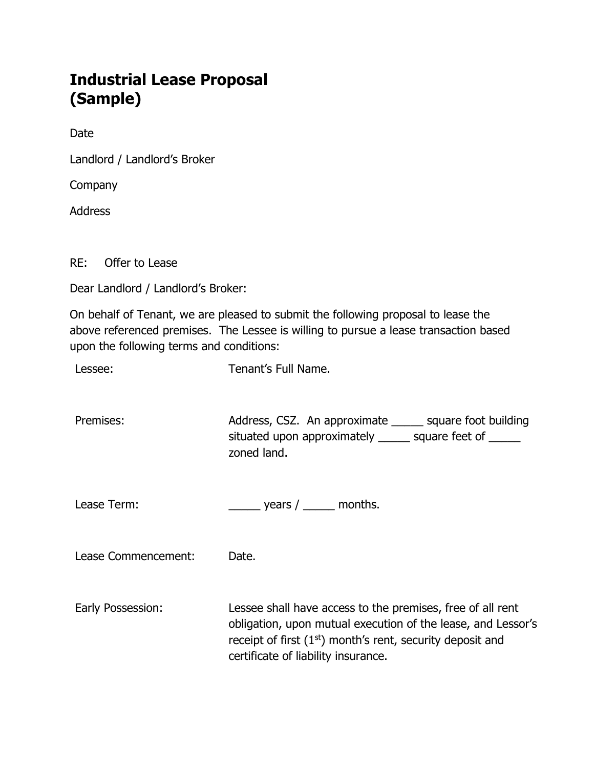# Industrial Lease Proposal (Sample)

Date

Landlord / Landlord's Broker

Company

Address

RE: Offer to Lease

Dear Landlord / Landlord's Broker:

On behalf of Tenant, we are pleased to submit the following proposal to lease the above referenced premises. The Lessee is willing to pursue a lease transaction based upon the following terms and conditions:

| | |
|---|---|
| Lessee: | Tenant's Full Name. |
| Premises: | Address, CSZ. An approximate _____ square foot building situated upon approximately _____ square feet of _____ zoned land. |
| Lease Term: | _____ years / _____ months. |
| Lease Commencement: | Date. |
| Early Possession: | Lessee shall have access to the premises, free of all rent obligation, upon mutual execution of the lease, and Lessor's receipt of first (1st) month's rent, security deposit and certificate of liability insurance. |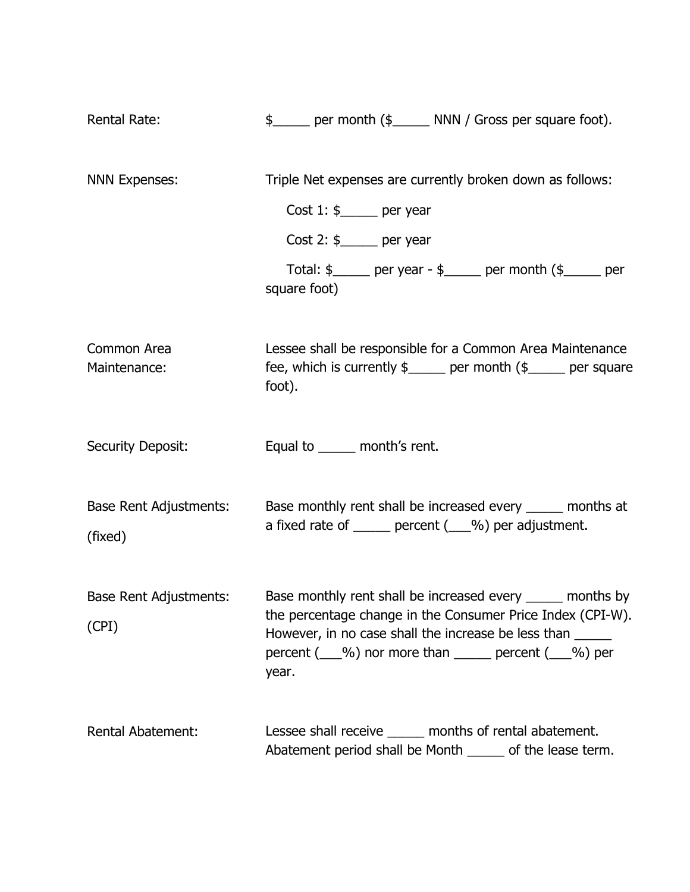| | |
|---|---|
| Rental Rate: | $_____ per month ($_____ NNN / Gross per square foot). |
| NNN Expenses: | Triple Net expenses are currently broken down as follows:<br>Cost 1: $_____ per year<br>Cost 2: $_____ per year<br>Total: $_____ per year - $_____ per month ($_____ per square foot) |
| Common Area Maintenance: | Lessee shall be responsible for a Common Area Maintenance fee, which is currently $_____ per month ($_____ per square foot). |
| Security Deposit: | Equal to _____ month's rent. |
| Base Rent Adjustments: (fixed) | Base monthly rent shall be increased every _____ months at a fixed rate of _____ percent (___%) per adjustment. |
| Base Rent Adjustments: (CPI) | Base monthly rent shall be increased every _____ months by the percentage change in the Consumer Price Index (CPI-W). However, in no case shall the increase be less than _____ percent (___%) nor more than _____ percent (___%) per year. |
| Rental Abatement: | Lessee shall receive _____ months of rental abatement. Abatement period shall be Month _____ of the lease term. |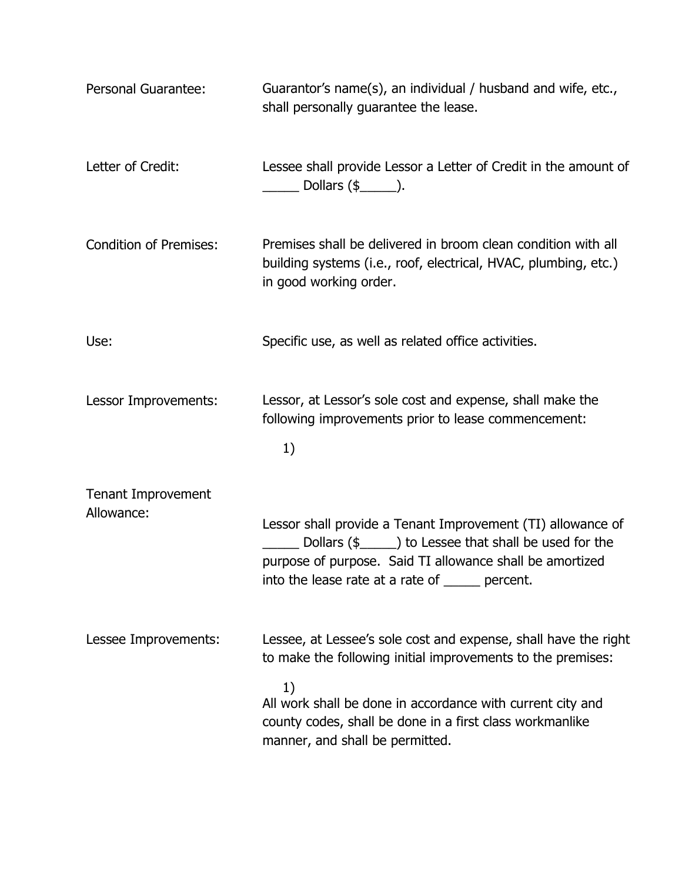| | |
|---|---|
| Personal Guarantee: | Guarantor's name(s), an individual / husband and wife, etc., shall personally guarantee the lease. |
| Letter of Credit: | Lessee shall provide Lessor a Letter of Credit in the amount of _____ Dollars ($_____). |
| Condition of Premises: | Premises shall be delivered in broom clean condition with all building systems (i.e., roof, electrical, HVAC, plumbing, etc.) in good working order. |
| Use: | Specific use, as well as related office activities. |
| Lessor Improvements: | Lessor, at Lessor's sole cost and expense, shall make the following improvements prior to lease commencement:<br>1) |
| Tenant Improvement Allowance: | Lessor shall provide a Tenant Improvement (TI) allowance of _____ Dollars ($_____) to Lessee that shall be used for the purpose of purpose. Said TI allowance shall be amortized into the lease rate at a rate of _____ percent. |
| Lessee Improvements: | Lessee, at Lessee's sole cost and expense, shall have the right to make the following initial improvements to the premises:<br>1)<br>All work shall be done in accordance with current city and county codes, shall be done in a first class workmanlike manner, and shall be permitted. |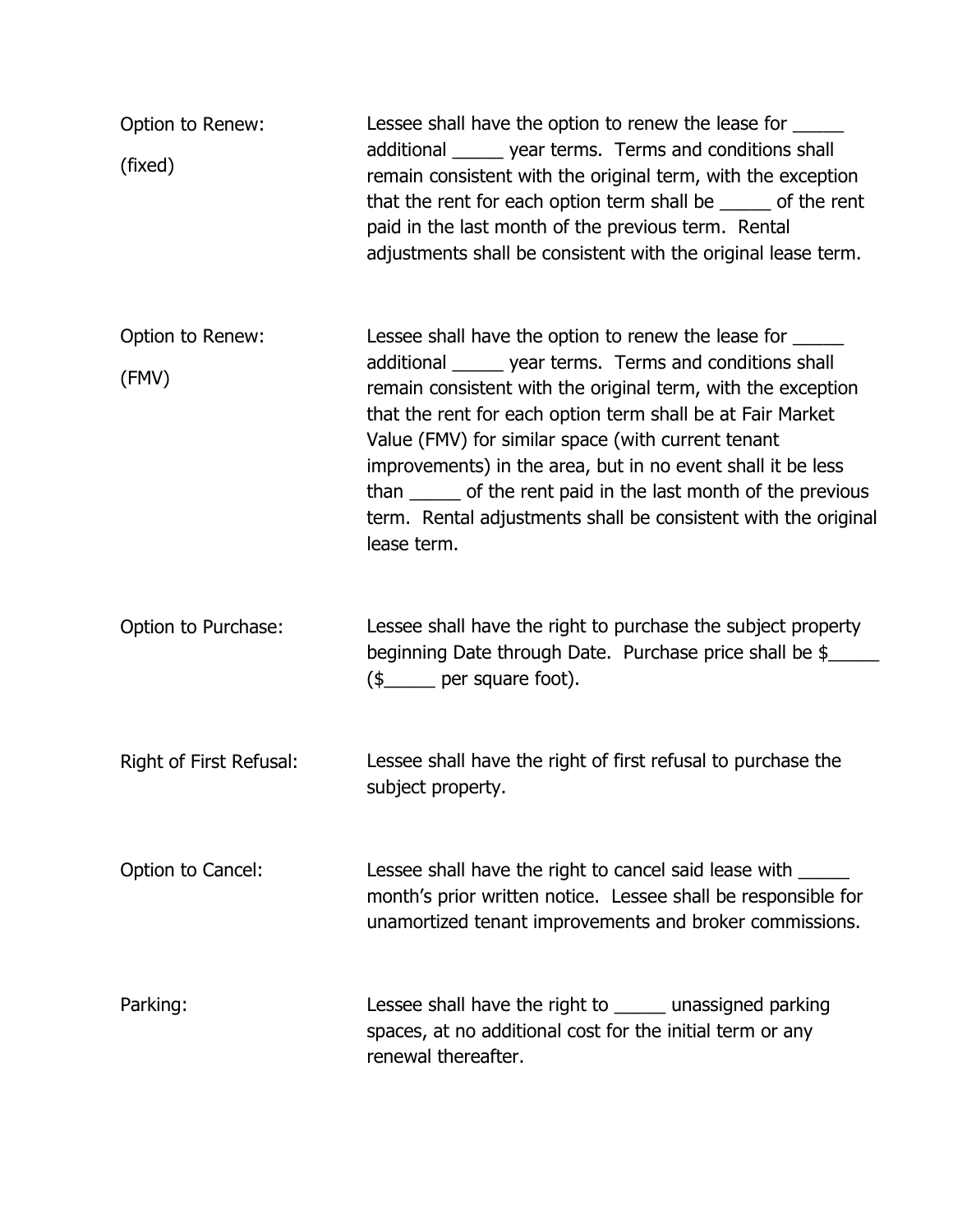| | |
|---|---|
| Option to Renew: (fixed) | Lessee shall have the option to renew the lease for _____ additional _____ year terms. Terms and conditions shall remain consistent with the original term, with the exception that the rent for each option term shall be _____ of the rent paid in the last month of the previous term. Rental adjustments shall be consistent with the original lease term. |
| Option to Renew: (FMV) | Lessee shall have the option to renew the lease for _____ additional _____ year terms. Terms and conditions shall remain consistent with the original term, with the exception that the rent for each option term shall be at Fair Market Value (FMV) for similar space (with current tenant improvements) in the area, but in no event shall it be less than _____ of the rent paid in the last month of the previous term. Rental adjustments shall be consistent with the original lease term. |
| Option to Purchase: | Lessee shall have the right to purchase the subject property beginning Date through Date. Purchase price shall be $_____ ($_____ per square foot). |
| Right of First Refusal: | Lessee shall have the right of first refusal to purchase the subject property. |
| Option to Cancel: | Lessee shall have the right to cancel said lease with _____ month's prior written notice. Lessee shall be responsible for unamortized tenant improvements and broker commissions. |
| Parking: | Lessee shall have the right to _____ unassigned parking spaces, at no additional cost for the initial term or any renewal thereafter. |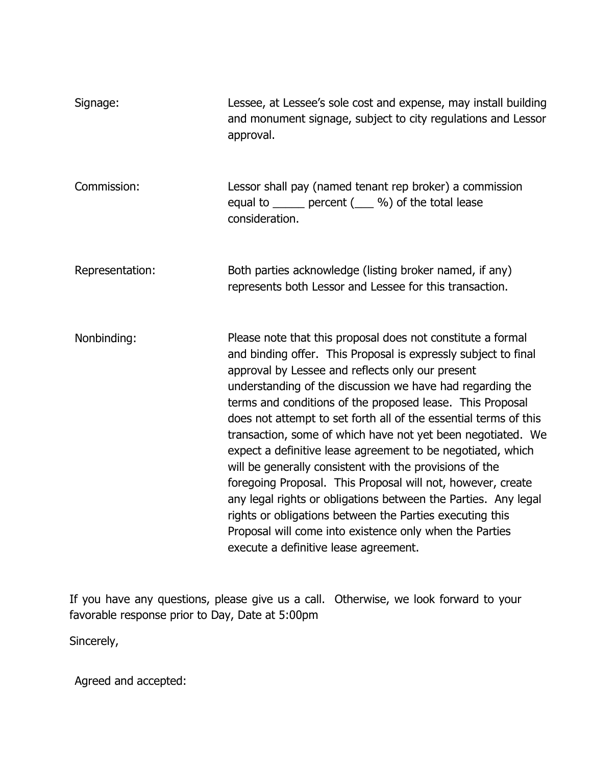| | |
|---|---|
| Signage: | Lessee, at Lessee's sole cost and expense, may install building and monument signage, subject to city regulations and Lessor approval. |
| Commission: | Lessor shall pay (named tenant rep broker) a commission equal to _____ percent (___ %) of the total lease consideration. |
| Representation: | Both parties acknowledge (listing broker named, if any) represents both Lessor and Lessee for this transaction. |
| Nonbinding: | Please note that this proposal does not constitute a formal and binding offer. This Proposal is expressly subject to final approval by Lessee and reflects only our present understanding of the discussion we have had regarding the terms and conditions of the proposed lease. This Proposal does not attempt to set forth all of the essential terms of this transaction, some of which have not yet been negotiated. We expect a definitive lease agreement to be negotiated, which will be generally consistent with the provisions of the foregoing Proposal. This Proposal will not, however, create any legal rights or obligations between the Parties. Any legal rights or obligations between the Parties executing this Proposal will come into existence only when the Parties execute a definitive lease agreement. |

If you have any questions, please give us a call. Otherwise, we look forward to your favorable response prior to Day, Date at 5:00pm

Sincerely,

Agreed and accepted: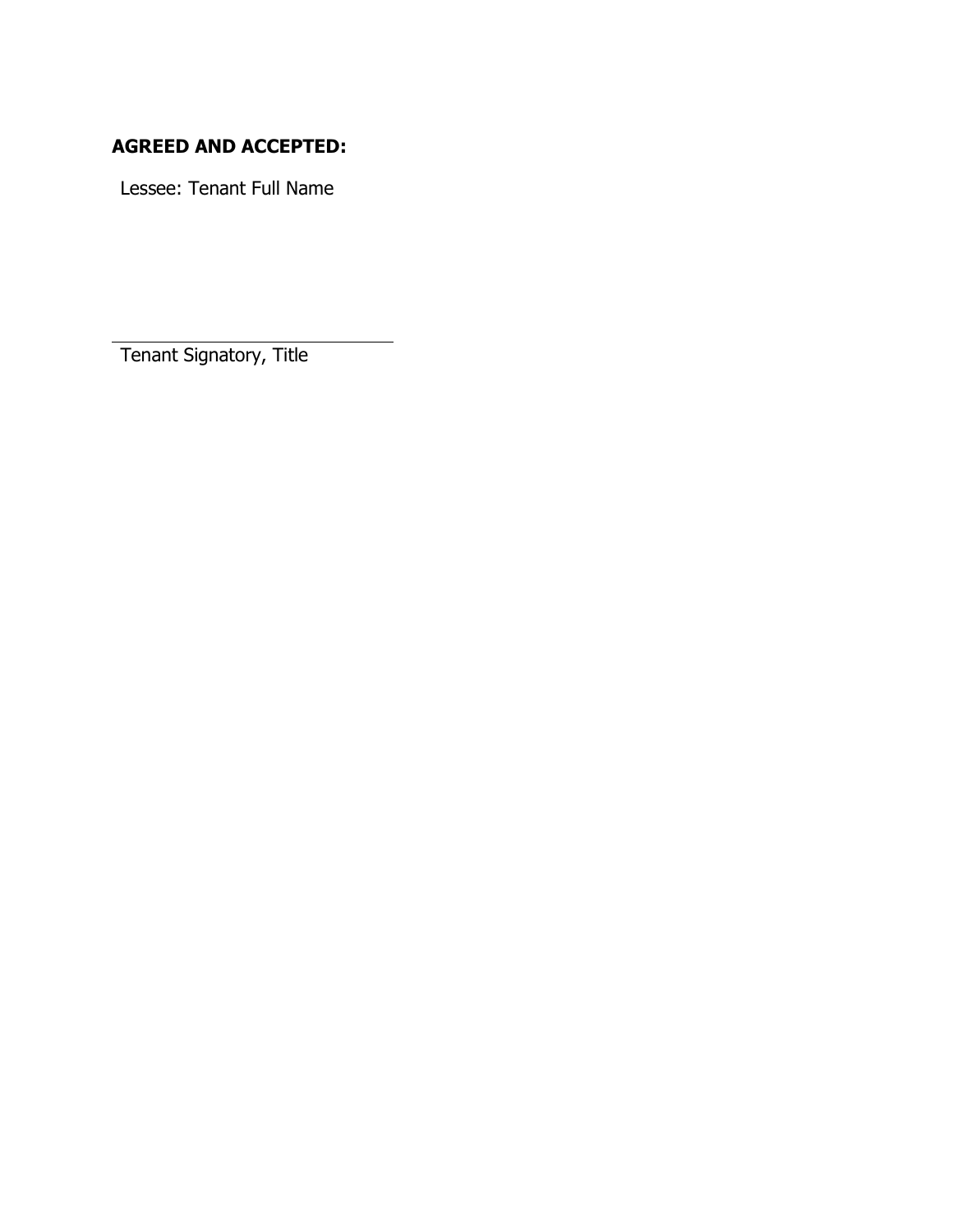**AGREED AND ACCEPTED:**

Lessee: Tenant Full Name

\_\_\_\_\_\_\_\_\_\_\_\_\_\_\_\_\_\_\_\_\_\_\_\_\_\_\_\_\_\_

Tenant Signatory, Title